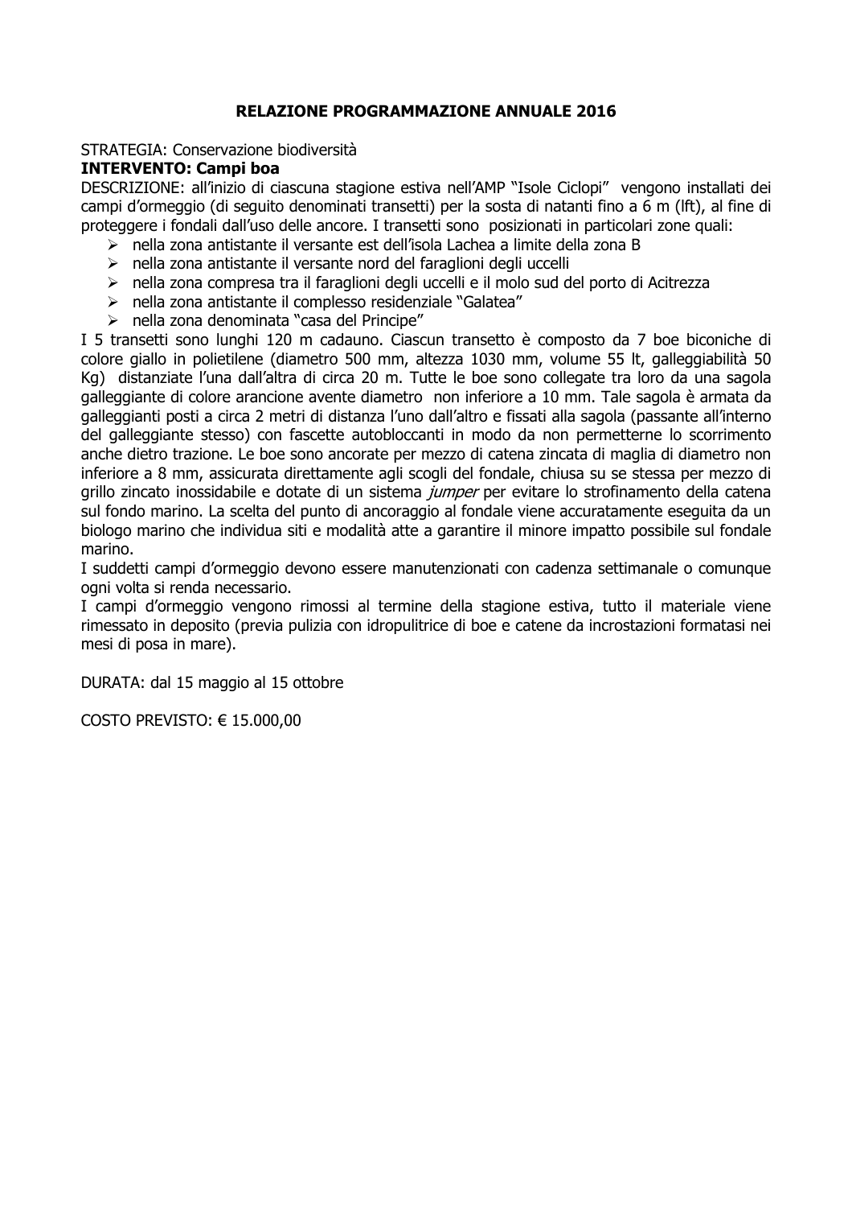# RELAZIONE PROGRAMMAZIONE ANNUALE 2016

STRATEGIA: Conservazione biodiversità

**INTERVENTO: Campi boa**

DESCRIZIONE: all'inizio di ciascuna stagione estiva nell'AMP "Isole Ciclopi" vengono installati dei campi d'ormeggio (di seguito denominati transetti) per la sosta di natanti fino a 6 m (lft), al fine di proteggere i fondali dall'uso delle ancore. I transetti sono posizionati in particolari zone quali:

- nella zona antistante il versante est dell'isola Lachea a limite della zona B
- nella zona antistante il versante nord del faraglioni degli uccelli
- nella zona compresa tra il faraglioni degli uccelli e il molo sud del porto di Acitrezza
- nella zona antistante il complesso residenziale "Galatea"
- nella zona denominata "casa del Principe"

I 5 transetti sono lunghi 120 m cadauno. Ciascun transetto è composto da 7 boe biconiche di colore giallo in polietilene (diametro 500 mm, altezza 1030 mm, volume 55 lt, galleggiabilità 50 Kg) distanziate l'una dall'altra di circa 20 m. Tutte le boe sono collegate tra loro da una sagola galleggiante di colore arancione avente diametro non inferiore a 10 mm. Tale sagola è armata da galleggianti posti a circa 2 metri di distanza l'uno dall'altro e fissati alla sagola (passante all'interno del galleggiante stesso) con fascette autobloccanti in modo da non permetterne lo scorrimento anche dietro trazione. Le boe sono ancorate per mezzo di catena zincata di maglia di diametro non inferiore a 8 mm, assicurata direttamente agli scogli del fondale, chiusa su se stessa per mezzo di grillo zincato inossidabile e dotate di un sistema *jumper* per evitare lo strofinamento della catena sul fondo marino. La scelta del punto di ancoraggio al fondale viene accuratamente eseguita da un biologo marino che individua siti e modalità atte a garantire il minore impatto possibile sul fondale marino.

I suddetti campi d'ormeggio devono essere manutenzionati con cadenza settimanale o comunque ogni volta si renda necessario.

I campi d'ormeggio vengono rimossi al termine della stagione estiva, tutto il materiale viene rimessato in deposito (previa pulizia con idropulitrice di boe e catene da incrostazioni formatasi nei mesi di posa in mare).

DURATA: dal 15 maggio al 15 ottobre

COSTO PREVISTO: € 15.000,00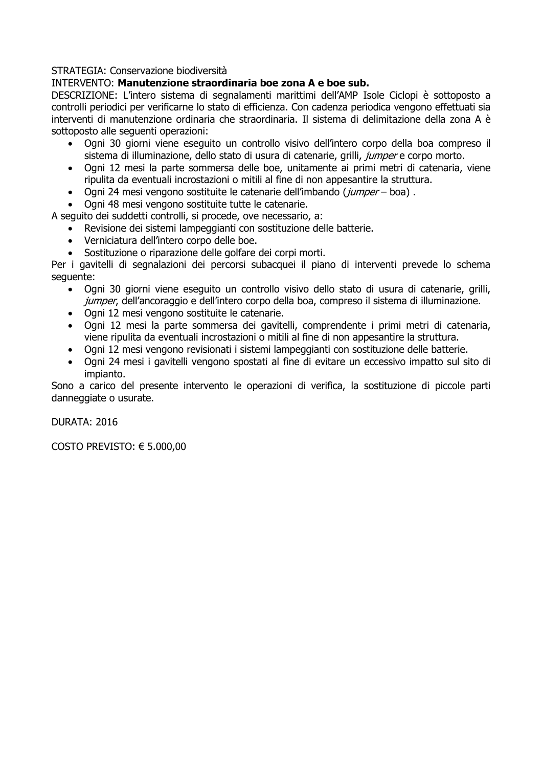STRATEGIA: Conservazione biodiversità

INTERVENTO: **Manutenzione straordinaria boe zona A e boe sub.**

DESCRIZIONE: L'intero sistema di segnalamenti marittimi dell'AMP Isole Ciclopi è sottoposto a controlli periodici per verificarne lo stato di efficienza. Con cadenza periodica vengono effettuati sia interventi di manutenzione ordinaria che straordinaria. Il sistema di delimitazione della zona A è sottoposto alle seguenti operazioni:

- Ogni 30 giorni viene eseguito un controllo visivo dell'intero corpo della boa compreso il sistema di illuminazione, dello stato di usura di catenarie, grilli, *jumper* e corpo morto.
- Ogni 12 mesi la parte sommersa delle boe, unitamente ai primi metri di catenaria, viene ripulita da eventuali incrostazioni o mitili al fine di non appesantire la struttura.
- Ogni 24 mesi vengono sostituite le catenarie dell'imbando (*jumper* – boa) .
- Ogni 48 mesi vengono sostituite tutte le catenarie.

A seguito dei suddetti controlli, si procede, ove necessario, a:

- Revisione dei sistemi lampeggianti con sostituzione delle batterie.
- Verniciatura dell'intero corpo delle boe.
- Sostituzione o riparazione delle golfare dei corpi morti.

Per i gavitelli di segnalazioni dei percorsi subacquei il piano di interventi prevede lo schema seguente:

- Ogni 30 giorni viene eseguito un controllo visivo dello stato di usura di catenarie, grilli, *jumper*, dell'ancoraggio e dell'intero corpo della boa, compreso il sistema di illuminazione.
- Ogni 12 mesi vengono sostituite le catenarie.
- Ogni 12 mesi la parte sommersa dei gavitelli, comprendente i primi metri di catenaria, viene ripulita da eventuali incrostazioni o mitili al fine di non appesantire la struttura.
- Ogni 12 mesi vengono revisionati i sistemi lampeggianti con sostituzione delle batterie.
- Ogni 24 mesi i gavitelli vengono spostati al fine di evitare un eccessivo impatto sul sito di impianto.

Sono a carico del presente intervento le operazioni di verifica, la sostituzione di piccole parti danneggiate o usurate.

DURATA: 2016

COSTO PREVISTO: € 5.000,00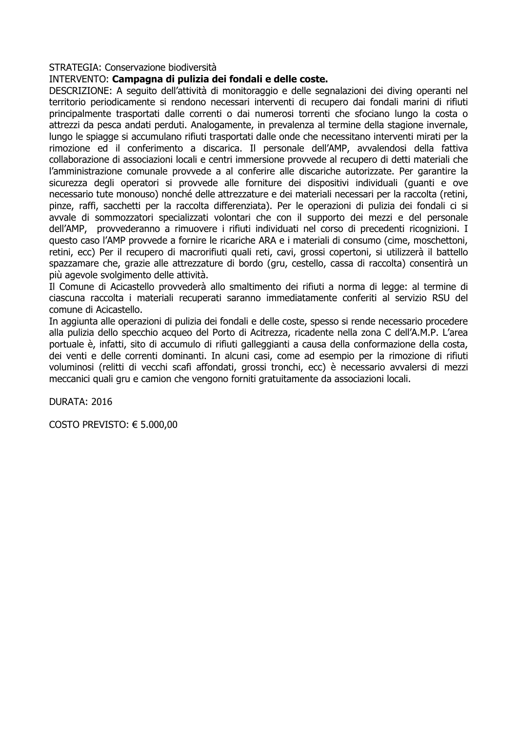STRATEGIA: Conservazione biodiversità

INTERVENTO: **Campagna di pulizia dei fondali e delle coste.**

DESCRIZIONE: A seguito dell'attività di monitoraggio e delle segnalazioni dei diving operanti nel territorio periodicamente si rendono necessari interventi di recupero dai fondali marini di rifiuti principalmente trasportati dalle correnti o dai numerosi torrenti che sfociano lungo la costa o attrezzi da pesca andati perduti. Analogamente, in prevalenza al termine della stagione invernale, lungo le spiagge si accumulano rifiuti trasportati dalle onde che necessitano interventi mirati per la rimozione ed il conferimento a discarica. Il personale dell'AMP, avvalendosi della fattiva collaborazione di associazioni locali e centri immersione provvede al recupero di detti materiali che l'amministrazione comunale provvede a al conferire alle discariche autorizzate. Per garantire la sicurezza degli operatori si provvede alle forniture dei dispositivi individuali (guanti e ove necessario tute monouso) nonché delle attrezzature e dei materiali necessari per la raccolta (retini, pinze, raffi, sacchetti per la raccolta differenziata). Per le operazioni di pulizia dei fondali ci si avvale di sommozzatori specializzati volontari che con il supporto dei mezzi e del personale dell'AMP, provvederanno a rimuovere i rifiuti individuati nel corso di precedenti ricognizioni. I questo caso l'AMP provvede a fornire le ricariche ARA e i materiali di consumo (cime, moschettoni, retini, ecc) Per il recupero di macrorifiuti quali reti, cavi, grossi copertoni, si utilizzerà il battello spazzamare che, grazie alle attrezzature di bordo (gru, cestello, cassa di raccolta) consentirà un più agevole svolgimento delle attività.

Il Comune di Acicastello provvederà allo smaltimento dei rifiuti a norma di legge: al termine di ciascuna raccolta i materiali recuperati saranno immediatamente conferiti al servizio RSU del comune di Acicastello.

In aggiunta alle operazioni di pulizia dei fondali e delle coste, spesso si rende necessario procedere alla pulizia dello specchio acqueo del Porto di Acitrezza, ricadente nella zona C dell'A.M.P. L'area portuale è, infatti, sito di accumulo di rifiuti galleggianti a causa della conformazione della costa, dei venti e delle correnti dominanti. In alcuni casi, come ad esempio per la rimozione di rifiuti voluminosi (relitti di vecchi scafi affondati, grossi tronchi, ecc) è necessario avvalersi di mezzi meccanici quali gru e camion che vengono forniti gratuitamente da associazioni locali.

DURATA: 2016

COSTO PREVISTO: € 5.000,00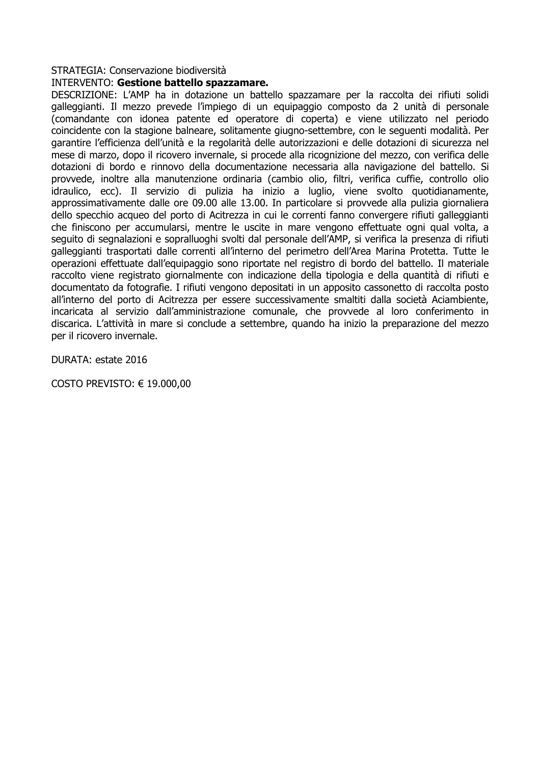STRATEGIA: Conservazione biodiversità

INTERVENTO: **Gestione battello spazzamare.**

DESCRIZIONE: L'AMP ha in dotazione un battello spazzamare per la raccolta dei rifiuti solidi galleggianti. Il mezzo prevede l'impiego di un equipaggio composto da 2 unità di personale (comandante con idonea patente ed operatore di coperta) e viene utilizzato nel periodo coincidente con la stagione balneare, solitamente giugno-settembre, con le seguenti modalità. Per garantire l'efficienza dell'unità e la regolarità delle autorizzazioni e delle dotazioni di sicurezza nel mese di marzo, dopo il ricovero invernale, si procede alla ricognizione del mezzo, con verifica delle dotazioni di bordo e rinnovo della documentazione necessaria alla navigazione del battello. Si provvede, inoltre alla manutenzione ordinaria (cambio olio, filtri, verifica cuffie, controllo olio idraulico, ecc). Il servizio di pulizia ha inizio a luglio, viene svolto quotidianamente, approssimativamente dalle ore 09.00 alle 13.00. In particolare si provvede alla pulizia giornaliera dello specchio acqueo del porto di Acitrezza in cui le correnti fanno convergere rifiuti galleggianti che finiscono per accumularsi, mentre le uscite in mare vengono effettuate ogni qual volta, a seguito di segnalazioni e sopralluoghi svolti dal personale dell'AMP, si verifica la presenza di rifiuti galleggianti trasportati dalle correnti all'interno del perimetro dell'Area Marina Protetta. Tutte le operazioni effettuate dall'equipaggio sono riportate nel registro di bordo del battello. Il materiale raccolto viene registrato giornalmente con indicazione della tipologia e della quantità di rifiuti e documentato da fotografie. I rifiuti vengono depositati in un apposito cassonetto di raccolta posto all'interno del porto di Acitrezza per essere successivamente smaltiti dalla società Aciambiente, incaricata al servizio dall'amministrazione comunale, che provvede al loro conferimento in discarica. L'attività in mare si conclude a settembre, quando ha inizio la preparazione del mezzo per il ricovero invernale.

DURATA: estate 2016

COSTO PREVISTO: € 19.000,00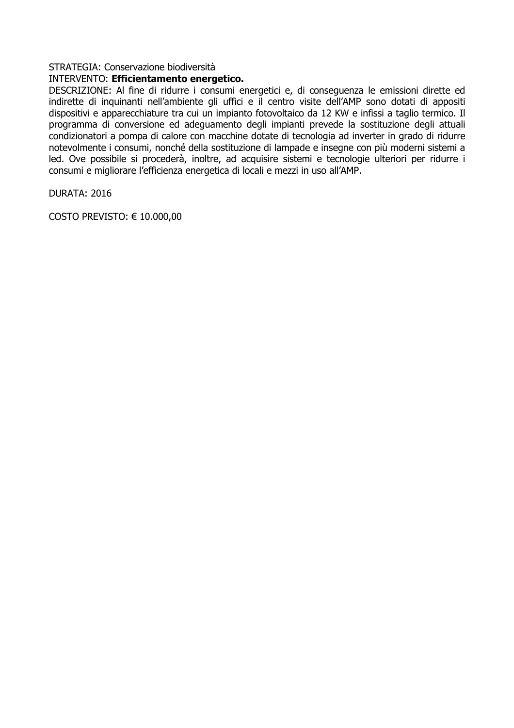STRATEGIA: Conservazione biodiversità

INTERVENTO: **Efficientamento energetico.**

DESCRIZIONE: Al fine di ridurre i consumi energetici e, di conseguenza le emissioni dirette ed indirette di inquinanti nell'ambiente gli uffici e il centro visite dell'AMP sono dotati di appositi dispositivi e apparecchiature tra cui un impianto fotovoltaico da 12 KW e infissi a taglio termico. Il programma di conversione ed adeguamento degli impianti prevede la sostituzione degli attuali condizionatori a pompa di calore con macchine dotate di tecnologia ad inverter in grado di ridurre notevolmente i consumi, nonché della sostituzione di lampade e insegne con più moderni sistemi a led. Ove possibile si procederà, inoltre, ad acquisire sistemi e tecnologie ulteriori per ridurre i consumi e migliorare l'efficienza energetica di locali e mezzi in uso all'AMP.

DURATA: 2016

COSTO PREVISTO: € 10.000,00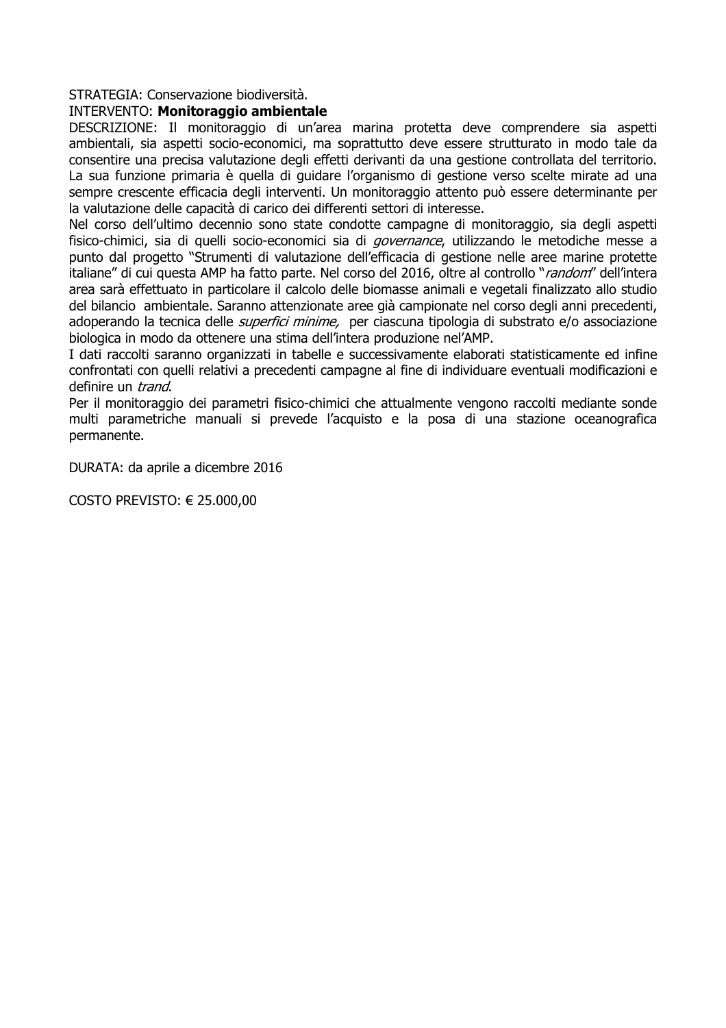STRATEGIA: Conservazione biodiversità.

INTERVENTO: **Monitoraggio ambientale**

DESCRIZIONE: Il monitoraggio di un'area marina protetta deve comprendere sia aspetti ambientali, sia aspetti socio-economici, ma soprattutto deve essere strutturato in modo tale da consentire una precisa valutazione degli effetti derivanti da una gestione controllata del territorio. La sua funzione primaria è quella di guidare l'organismo di gestione verso scelte mirate ad una sempre crescente efficacia degli interventi. Un monitoraggio attento può essere determinante per la valutazione delle capacità di carico dei differenti settori di interesse.

Nel corso dell'ultimo decennio sono state condotte campagne di monitoraggio, sia degli aspetti fisico-chimici, sia di quelli socio-economici sia di *governance*, utilizzando le metodiche messe a punto dal progetto "Strumenti di valutazione dell'efficacia di gestione nelle aree marine protette italiane" di cui questa AMP ha fatto parte. Nel corso del 2016, oltre al controllo "*random*" dell'intera area sarà effettuato in particolare il calcolo delle biomasse animali e vegetali finalizzato allo studio del bilancio ambientale. Saranno attenzionate aree già campionate nel corso degli anni precedenti, adoperando la tecnica delle *superfici minime,* per ciascuna tipologia di substrato e/o associazione biologica in modo da ottenere una stima dell'intera produzione nel'AMP.

I dati raccolti saranno organizzati in tabelle e successivamente elaborati statisticamente ed infine confrontati con quelli relativi a precedenti campagne al fine di individuare eventuali modificazioni e definire un *trand*.

Per il monitoraggio dei parametri fisico-chimici che attualmente vengono raccolti mediante sonde multi parametriche manuali si prevede l'acquisto e la posa di una stazione oceanografica permanente.

DURATA: da aprile a dicembre 2016

COSTO PREVISTO: € 25.000,00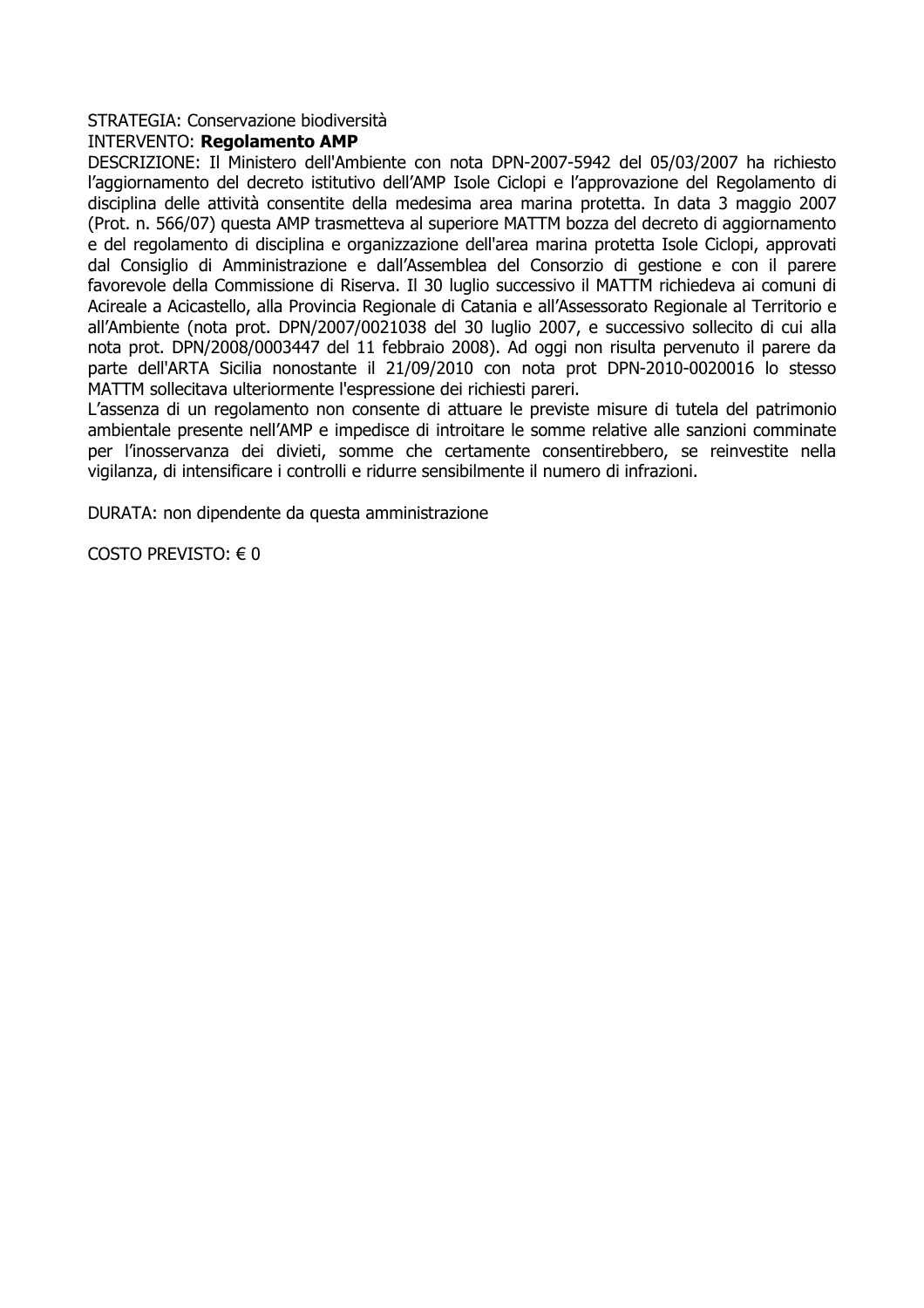STRATEGIA: Conservazione biodiversità
INTERVENTO: **Regolamento AMP**
DESCRIZIONE: Il Ministero dell'Ambiente con nota DPN-2007-5942 del 05/03/2007 ha richiesto l'aggiornamento del decreto istitutivo dell'AMP Isole Ciclopi e l'approvazione del Regolamento di disciplina delle attività consentite della medesima area marina protetta. In data 3 maggio 2007 (Prot. n. 566/07) questa AMP trasmetteva al superiore MATTM bozza del decreto di aggiornamento e del regolamento di disciplina e organizzazione dell'area marina protetta Isole Ciclopi, approvati dal Consiglio di Amministrazione e dall'Assemblea del Consorzio di gestione e con il parere favorevole della Commissione di Riserva. Il 30 luglio successivo il MATTM richiedeva ai comuni di Acireale a Acicastello, alla Provincia Regionale di Catania e all'Assessorato Regionale al Territorio e all'Ambiente (nota prot. DPN/2007/0021038 del 30 luglio 2007, e successivo sollecito di cui alla nota prot. DPN/2008/0003447 del 11 febbraio 2008). Ad oggi non risulta pervenuto il parere da parte dell'ARTA Sicilia nonostante il 21/09/2010 con nota prot DPN-2010-0020016 lo stesso MATTM sollecitava ulteriormente l'espressione dei richiesti pareri.
L'assenza di un regolamento non consente di attuare le previste misure di tutela del patrimonio ambientale presente nell'AMP e impedisce di introitare le somme relative alle sanzioni comminate per l'inosservanza dei divieti, somme che certamente consentirebbero, se reinvestite nella vigilanza, di intensificare i controlli e ridurre sensibilmente il numero di infrazioni.

DURATA: non dipendente da questa amministrazione

COSTO PREVISTO: € 0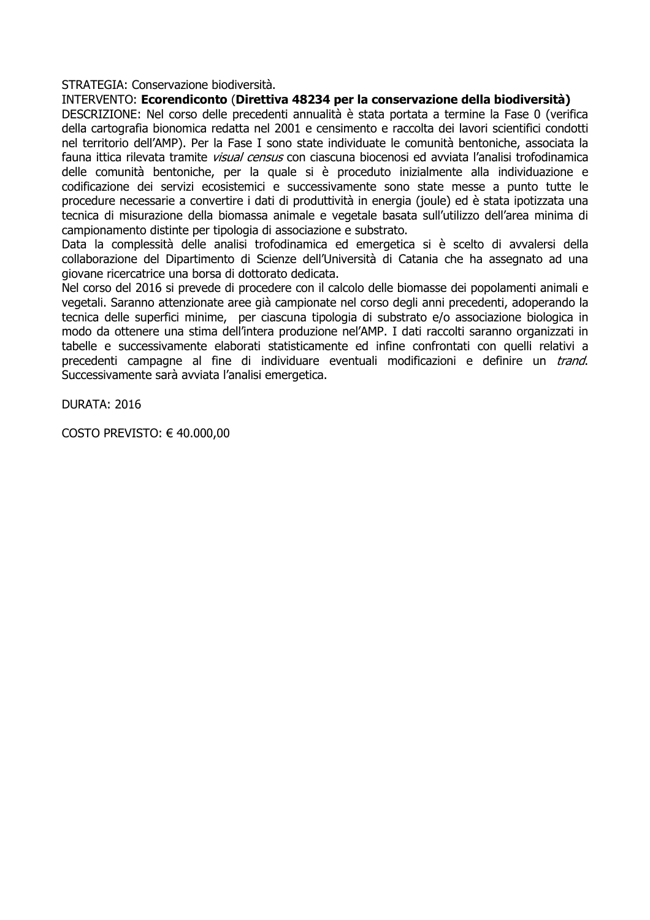STRATEGIA: Conservazione biodiversità.

INTERVENTO: **Ecorendiconto** (**Direttiva 48234 per la conservazione della biodiversità)**

DESCRIZIONE: Nel corso delle precedenti annualità è stata portata a termine la Fase 0 (verifica della cartografia bionomica redatta nel 2001 e censimento e raccolta dei lavori scientifici condotti nel territorio dell'AMP). Per la Fase I sono state individuate le comunità bentoniche, associata la fauna ittica rilevata tramite *visual census* con ciascuna biocenosi ed avviata l'analisi trofodinamica delle comunità bentoniche, per la quale si è proceduto inizialmente alla individuazione e codificazione dei servizi ecosistemici e successivamente sono state messe a punto tutte le procedure necessarie a convertire i dati di produttività in energia (joule) ed è stata ipotizzata una tecnica di misurazione della biomassa animale e vegetale basata sull'utilizzo dell'area minima di campionamento distinte per tipologia di associazione e substrato.

Data la complessità delle analisi trofodinamica ed emergetica si è scelto di avvalersi della collaborazione del Dipartimento di Scienze dell'Università di Catania che ha assegnato ad una giovane ricercatrice una borsa di dottorato dedicata.

Nel corso del 2016 si prevede di procedere con il calcolo delle biomasse dei popolamenti animali e vegetali. Saranno attenzionate aree già campionate nel corso degli anni precedenti, adoperando la tecnica delle superfici minime, per ciascuna tipologia di substrato e/o associazione biologica in modo da ottenere una stima dell'intera produzione nel'AMP. I dati raccolti saranno organizzati in tabelle e successivamente elaborati statisticamente ed infine confrontati con quelli relativi a precedenti campagne al fine di individuare eventuali modificazioni e definire un *trand*. Successivamente sarà avviata l'analisi emergetica.

DURATA: 2016

COSTO PREVISTO: € 40.000,00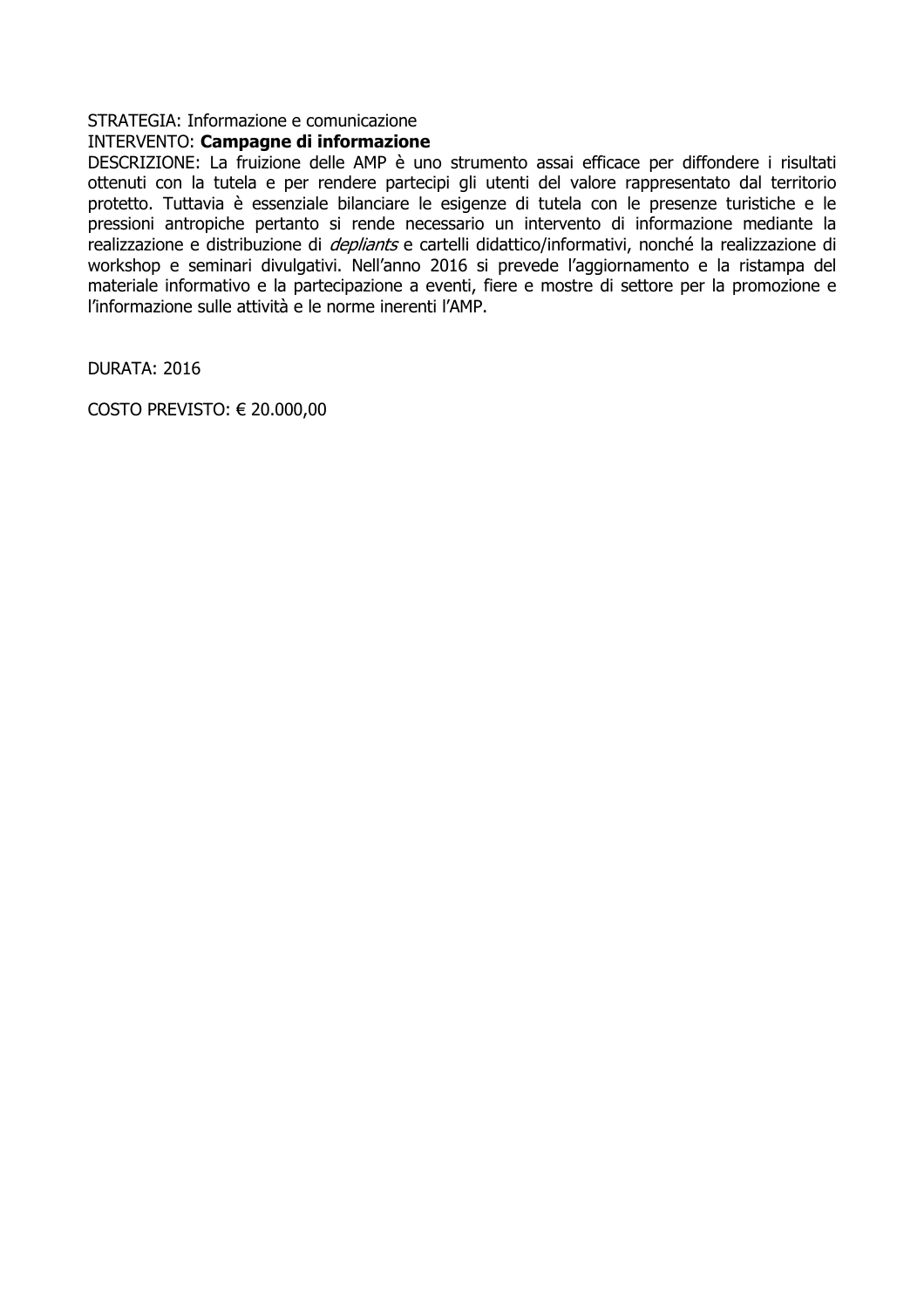STRATEGIA: Informazione e comunicazione
INTERVENTO: **Campagne di informazione**
DESCRIZIONE: La fruizione delle AMP è uno strumento assai efficace per diffondere i risultati ottenuti con la tutela e per rendere partecipi gli utenti del valore rappresentato dal territorio protetto. Tuttavia è essenziale bilanciare le esigenze di tutela con le presenze turistiche e le pressioni antropiche pertanto si rende necessario un intervento di informazione mediante la realizzazione e distribuzione di *depliants* e cartelli didattico/informativi, nonché la realizzazione di workshop e seminari divulgativi. Nell'anno 2016 si prevede l'aggiornamento e la ristampa del materiale informativo e la partecipazione a eventi, fiere e mostre di settore per la promozione e l'informazione sulle attività e le norme inerenti l'AMP.

DURATA: 2016

COSTO PREVISTO: € 20.000,00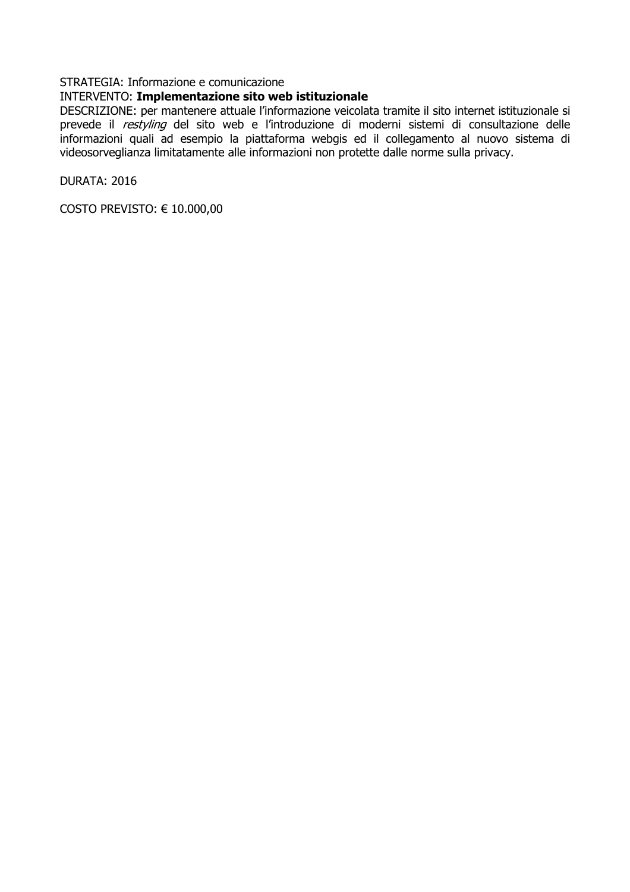STRATEGIA: Informazione e comunicazione
INTERVENTO: **Implementazione sito web istituzionale**
DESCRIZIONE: per mantenere attuale l'informazione veicolata tramite il sito internet istituzionale si prevede il *restyling* del sito web e l'introduzione di moderni sistemi di consultazione delle informazioni quali ad esempio la piattaforma webgis ed il collegamento al nuovo sistema di videosorveglianza limitatamente alle informazioni non protette dalle norme sulla privacy.

DURATA: 2016

COSTO PREVISTO: € 10.000,00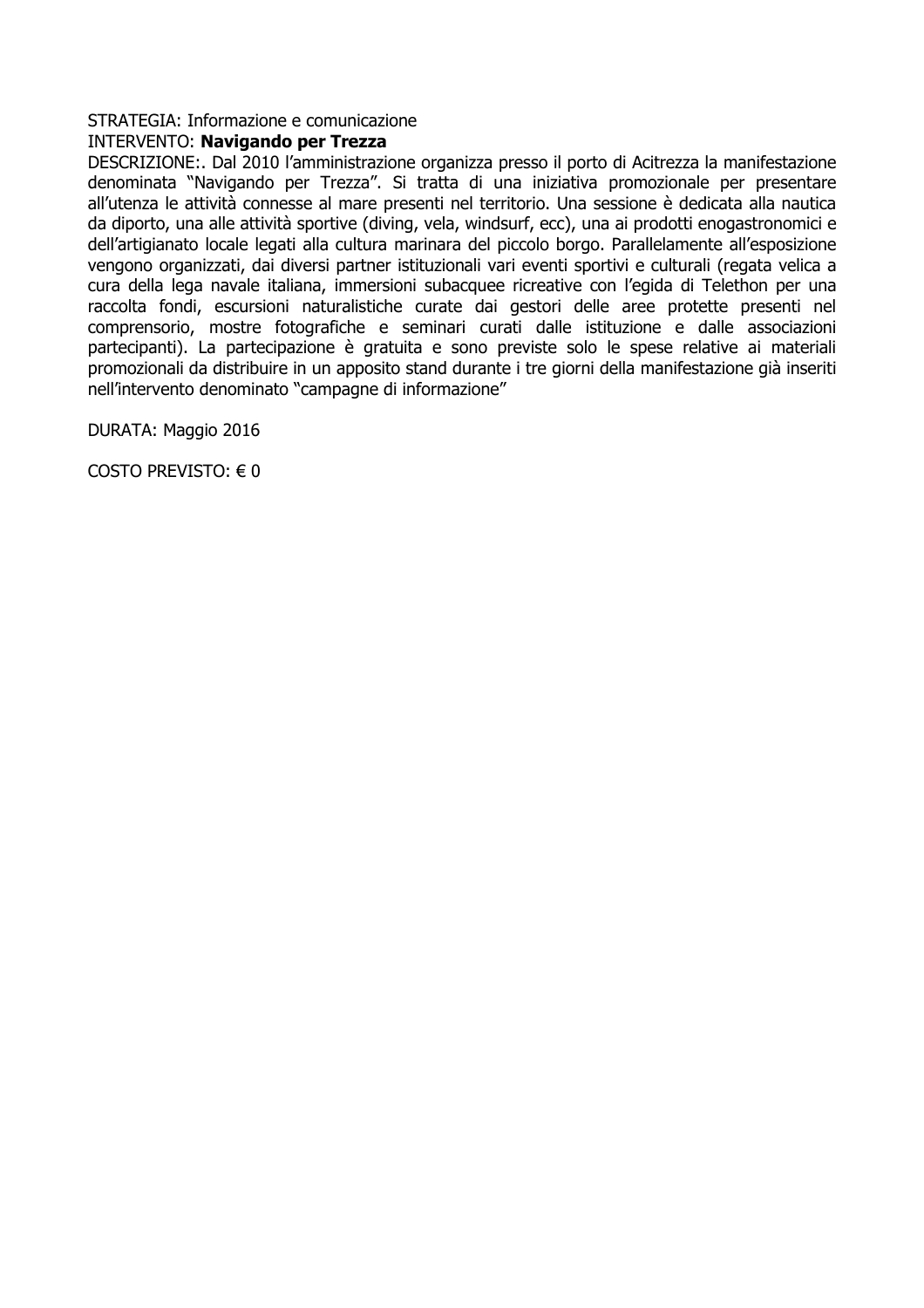STRATEGIA: Informazione e comunicazione
INTERVENTO: **Navigando per Trezza**
DESCRIZIONE:. Dal 2010 l'amministrazione organizza presso il porto di Acitrezza la manifestazione denominata "Navigando per Trezza". Si tratta di una iniziativa promozionale per presentare all'utenza le attività connesse al mare presenti nel territorio. Una sessione è dedicata alla nautica da diporto, una alle attività sportive (diving, vela, windsurf, ecc), una ai prodotti enogastronomici e dell'artigianato locale legati alla cultura marinara del piccolo borgo. Parallelamente all'esposizione vengono organizzati, dai diversi partner istituzionali vari eventi sportivi e culturali (regata velica a cura della lega navale italiana, immersioni subacquee ricreative con l'egida di Telethon per una raccolta fondi, escursioni naturalistiche curate dai gestori delle aree protette presenti nel comprensorio, mostre fotografiche e seminari curati dalle istituzione e dalle associazioni partecipanti). La partecipazione è gratuita e sono previste solo le spese relative ai materiali promozionali da distribuire in un apposito stand durante i tre giorni della manifestazione già inseriti nell'intervento denominato "campagne di informazione"

DURATA: Maggio 2016

COSTO PREVISTO: € 0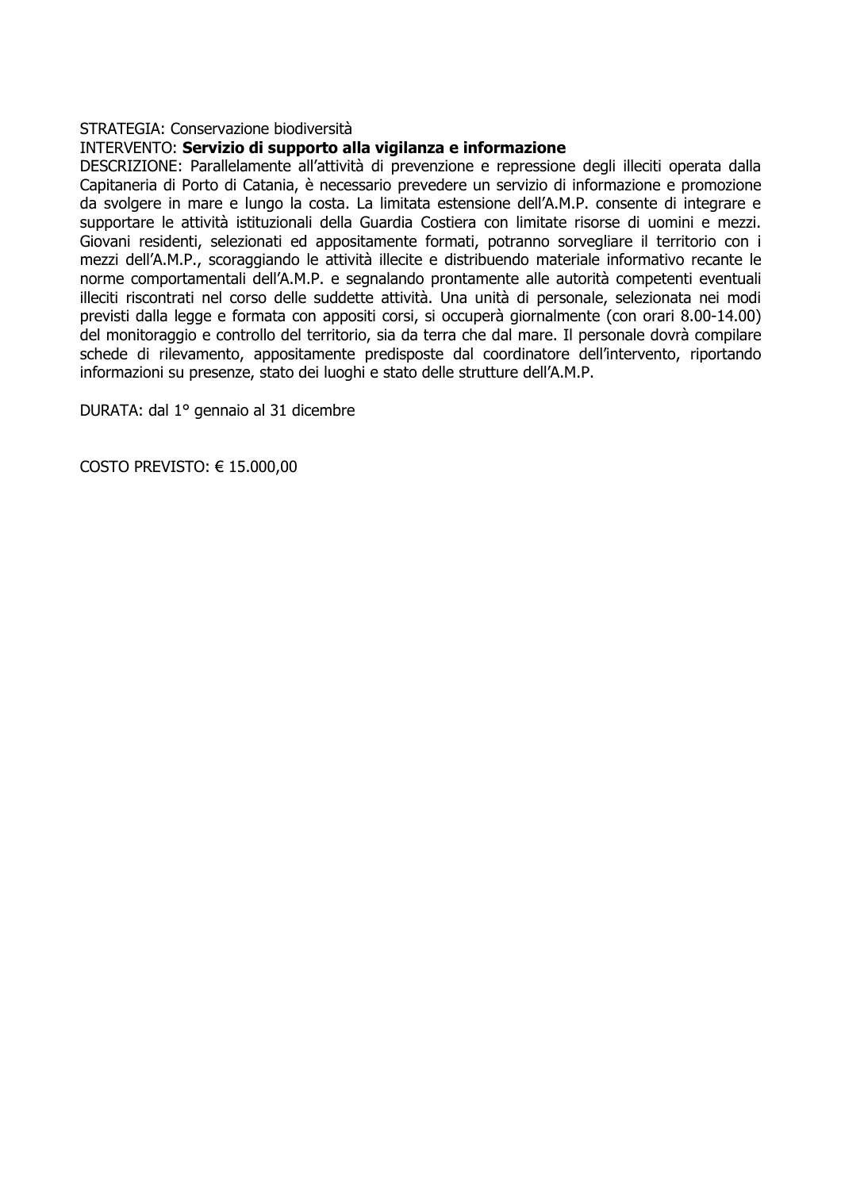STRATEGIA: Conservazione biodiversità

INTERVENTO: **Servizio di supporto alla vigilanza e informazione**

DESCRIZIONE: Parallelamente all'attività di prevenzione e repressione degli illeciti operata dalla Capitaneria di Porto di Catania, è necessario prevedere un servizio di informazione e promozione da svolgere in mare e lungo la costa. La limitata estensione dell'A.M.P. consente di integrare e supportare le attività istituzionali della Guardia Costiera con limitate risorse di uomini e mezzi. Giovani residenti, selezionati ed appositamente formati, potranno sorvegliare il territorio con i mezzi dell'A.M.P., scoraggiando le attività illecite e distribuendo materiale informativo recante le norme comportamentali dell'A.M.P. e segnalando prontamente alle autorità competenti eventuali illeciti riscontrati nel corso delle suddette attività. Una unità di personale, selezionata nei modi previsti dalla legge e formata con appositi corsi, si occuperà giornalmente (con orari 8.00-14.00) del monitoraggio e controllo del territorio, sia da terra che dal mare. Il personale dovrà compilare schede di rilevamento, appositamente predisposte dal coordinatore dell'intervento, riportando informazioni su presenze, stato dei luoghi e stato delle strutture dell'A.M.P.

DURATA: dal 1° gennaio al 31 dicembre

COSTO PREVISTO: € 15.000,00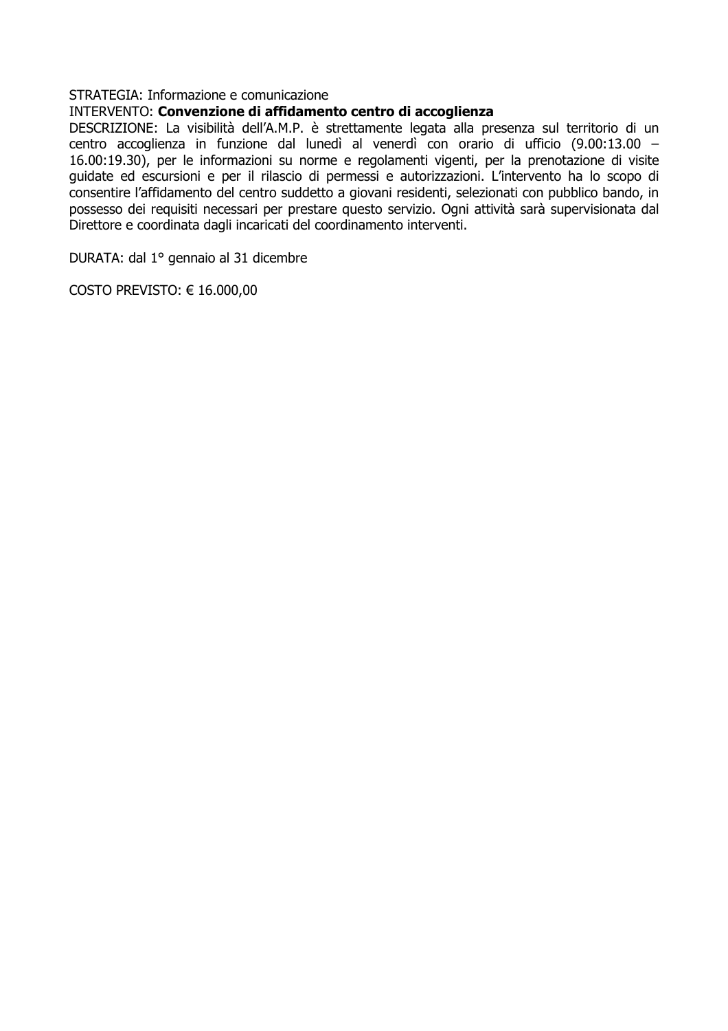STRATEGIA: Informazione e comunicazione
INTERVENTO: **Convenzione di affidamento centro di accoglienza**
DESCRIZIONE: La visibilità dell'A.M.P. è strettamente legata alla presenza sul territorio di un centro accoglienza in funzione dal lunedì al venerdì con orario di ufficio (9.00:13.00 – 16.00:19.30), per le informazioni su norme e regolamenti vigenti, per la prenotazione di visite guidate ed escursioni e per il rilascio di permessi e autorizzazioni. L'intervento ha lo scopo di consentire l'affidamento del centro suddetto a giovani residenti, selezionati con pubblico bando, in possesso dei requisiti necessari per prestare questo servizio. Ogni attività sarà supervisionata dal Direttore e coordinata dagli incaricati del coordinamento interventi.

DURATA: dal 1° gennaio al 31 dicembre

COSTO PREVISTO: € 16.000,00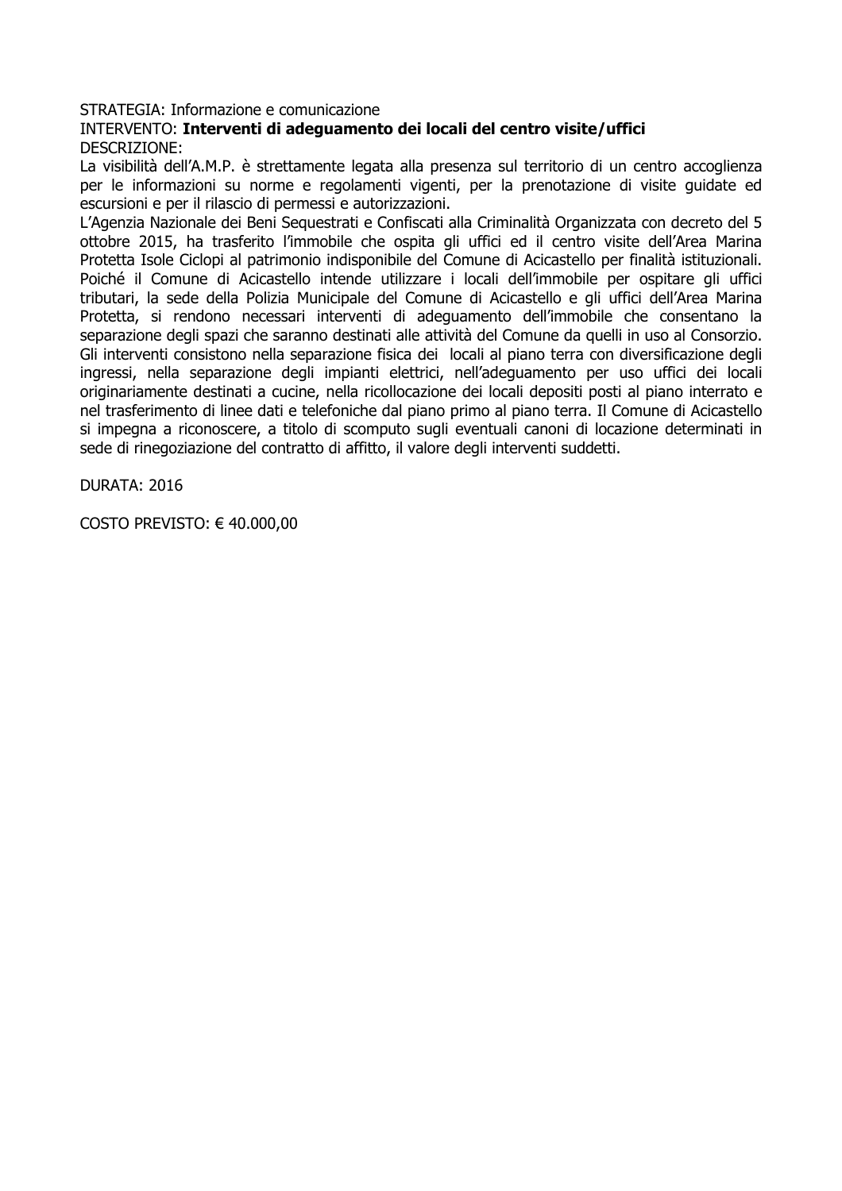STRATEGIA: Informazione e comunicazione

INTERVENTO: **Interventi di adeguamento dei locali del centro visite/uffici**

DESCRIZIONE:

La visibilità dell'A.M.P. è strettamente legata alla presenza sul territorio di un centro accoglienza per le informazioni su norme e regolamenti vigenti, per la prenotazione di visite guidate ed escursioni e per il rilascio di permessi e autorizzazioni.

L'Agenzia Nazionale dei Beni Sequestrati e Confiscati alla Criminalità Organizzata con decreto del 5 ottobre 2015, ha trasferito l'immobile che ospita gli uffici ed il centro visite dell'Area Marina Protetta Isole Ciclopi al patrimonio indisponibile del Comune di Acicastello per finalità istituzionali. Poiché il Comune di Acicastello intende utilizzare i locali dell'immobile per ospitare gli uffici tributari, la sede della Polizia Municipale del Comune di Acicastello e gli uffici dell'Area Marina Protetta, si rendono necessari interventi di adeguamento dell'immobile che consentano la separazione degli spazi che saranno destinati alle attività del Comune da quelli in uso al Consorzio. Gli interventi consistono nella separazione fisica dei locali al piano terra con diversificazione degli ingressi, nella separazione degli impianti elettrici, nell'adeguamento per uso uffici dei locali originariamente destinati a cucine, nella ricollocazione dei locali depositi posti al piano interrato e nel trasferimento di linee dati e telefoniche dal piano primo al piano terra. Il Comune di Acicastello si impegna a riconoscere, a titolo di scomputo sugli eventuali canoni di locazione determinati in sede di rinegoziazione del contratto di affitto, il valore degli interventi suddetti.

DURATA: 2016

COSTO PREVISTO: € 40.000,00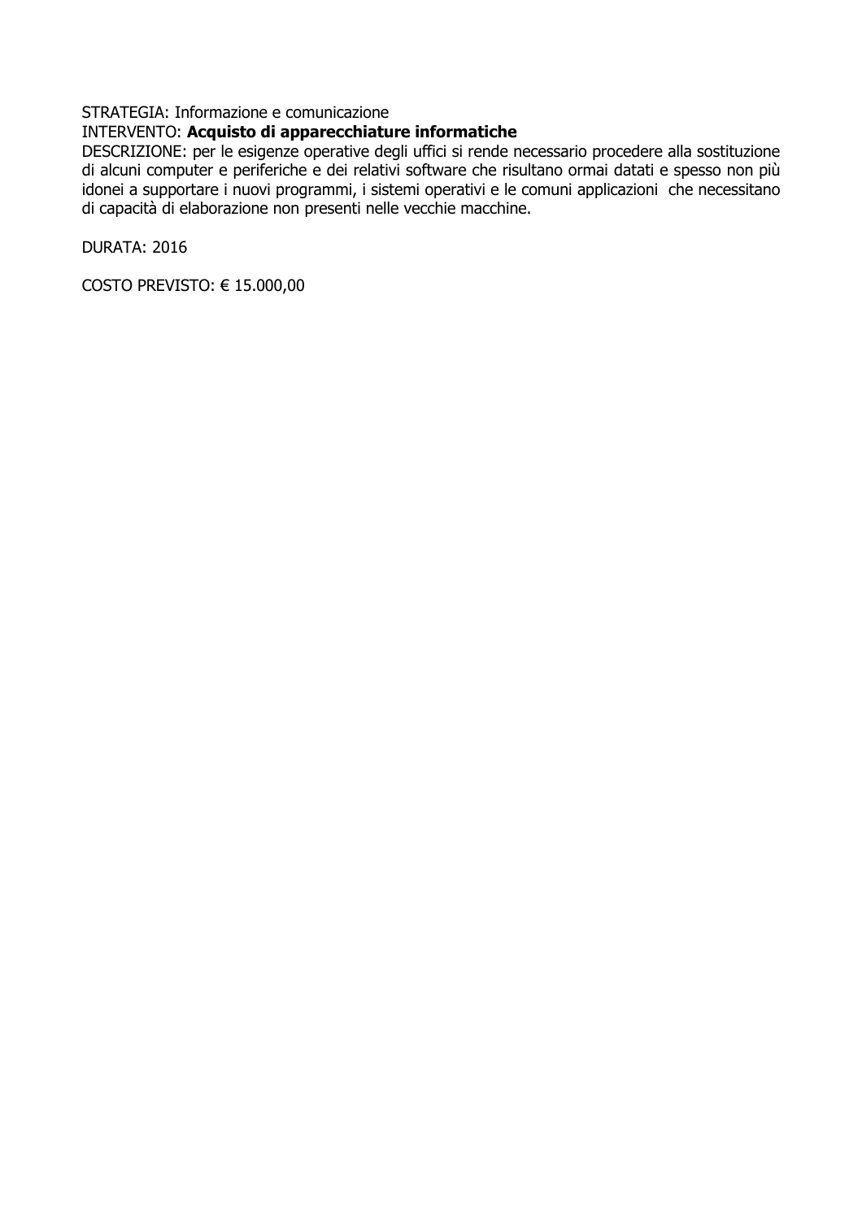STRATEGIA: Informazione e comunicazione
INTERVENTO: **Acquisto di apparecchiature informatiche**
DESCRIZIONE: per le esigenze operative degli uffici si rende necessario procedere alla sostituzione di alcuni computer e periferiche e dei relativi software che risultano ormai datati e spesso non più idonei a supportare i nuovi programmi, i sistemi operativi e le comuni applicazioni che necessitano di capacità di elaborazione non presenti nelle vecchie macchine.

DURATA: 2016

COSTO PREVISTO: € 15.000,00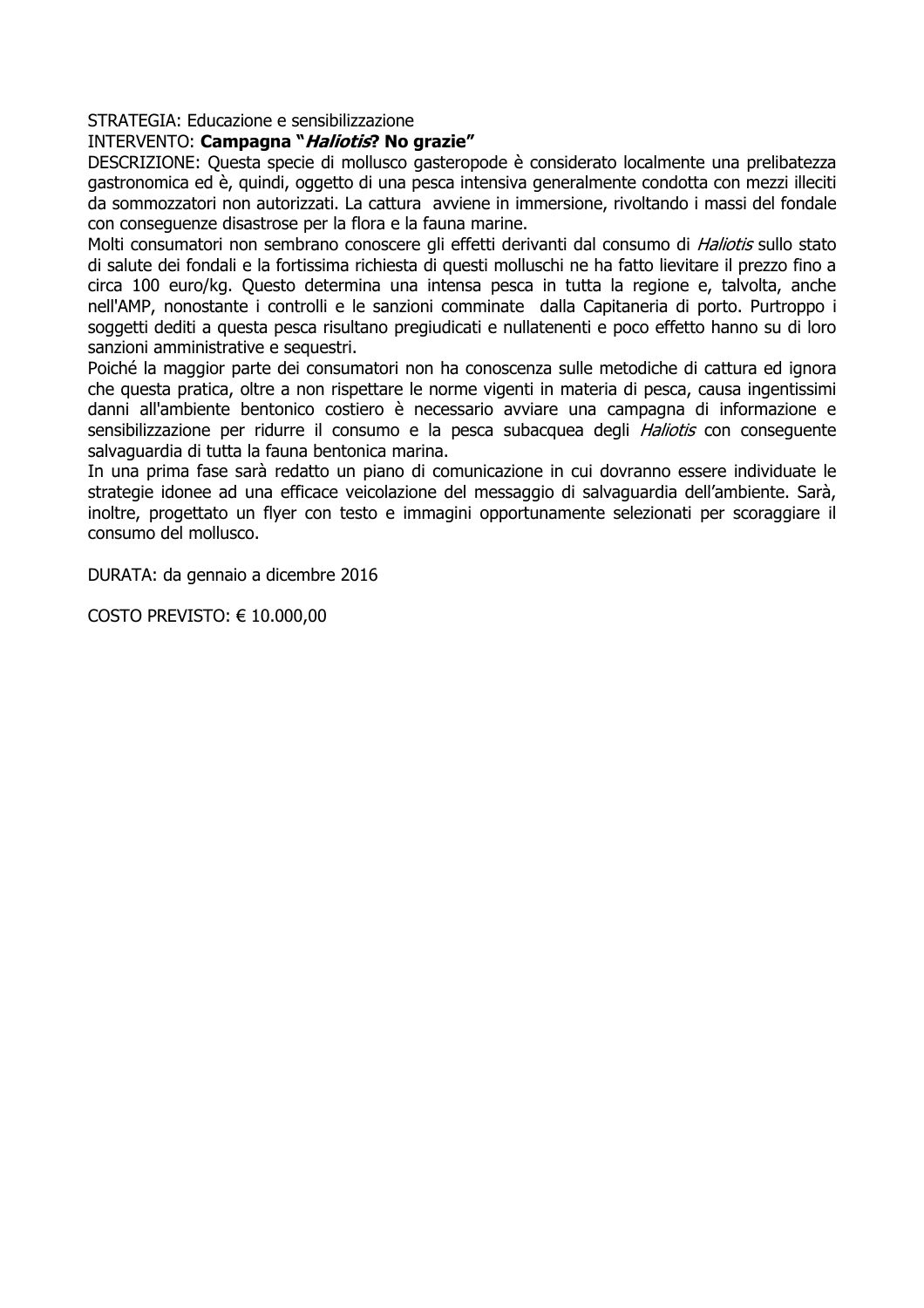STRATEGIA: Educazione e sensibilizzazione

INTERVENTO: **Campagna "*Haliotis*? No grazie"**

DESCRIZIONE: Questa specie di mollusco gasteropode è considerato localmente una prelibatezza gastronomica ed è, quindi, oggetto di una pesca intensiva generalmente condotta con mezzi illeciti da sommozzatori non autorizzati. La cattura avviene in immersione, rivoltando i massi del fondale con conseguenze disastrose per la flora e la fauna marine.

Molti consumatori non sembrano conoscere gli effetti derivanti dal consumo di *Haliotis* sullo stato di salute dei fondali e la fortissima richiesta di questi molluschi ne ha fatto lievitare il prezzo fino a circa 100 euro/kg. Questo determina una intensa pesca in tutta la regione e, talvolta, anche nell'AMP, nonostante i controlli e le sanzioni comminate dalla Capitaneria di porto. Purtroppo i soggetti dediti a questa pesca risultano pregiudicati e nullatenenti e poco effetto hanno su di loro sanzioni amministrative e sequestri.

Poiché la maggior parte dei consumatori non ha conoscenza sulle metodiche di cattura ed ignora che questa pratica, oltre a non rispettare le norme vigenti in materia di pesca, causa ingentissimi danni all'ambiente bentonico costiero è necessario avviare una campagna di informazione e sensibilizzazione per ridurre il consumo e la pesca subacquea degli *Haliotis* con conseguente salvaguardia di tutta la fauna bentonica marina.

In una prima fase sarà redatto un piano di comunicazione in cui dovranno essere individuate le strategie idonee ad una efficace veicolazione del messaggio di salvaguardia dell'ambiente. Sarà, inoltre, progettato un flyer con testo e immagini opportunamente selezionati per scoraggiare il consumo del mollusco.

DURATA: da gennaio a dicembre 2016

COSTO PREVISTO: € 10.000,00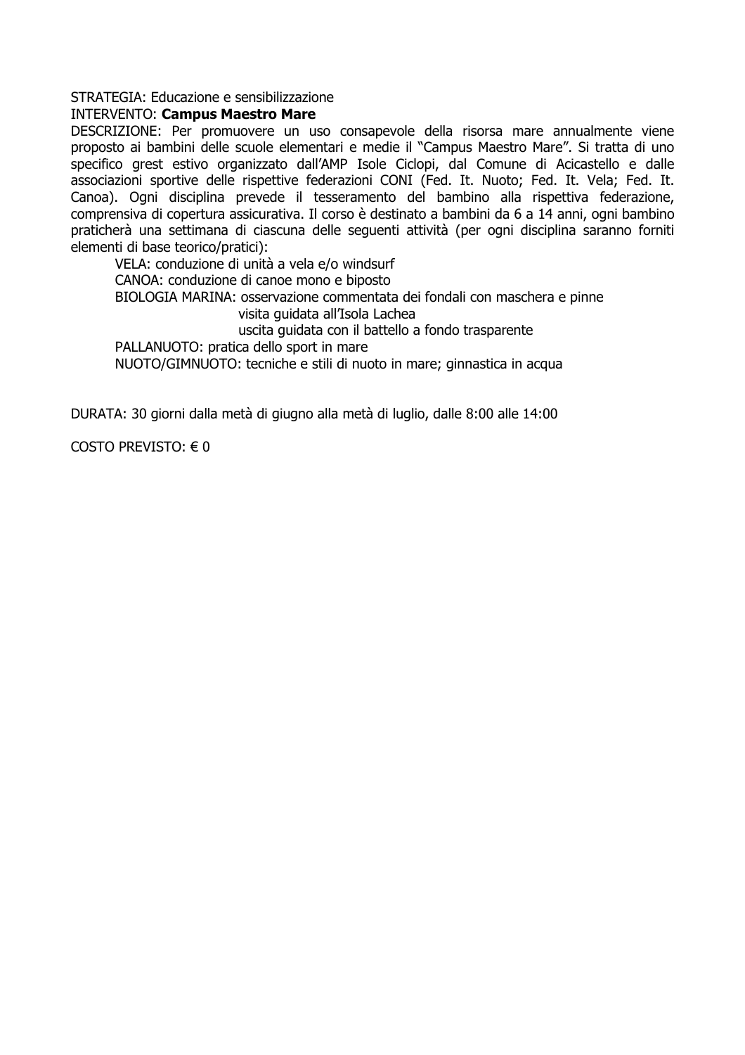STRATEGIA: Educazione e sensibilizzazione

INTERVENTO: **Campus Maestro Mare**

DESCRIZIONE: Per promuovere un uso consapevole della risorsa mare annualmente viene proposto ai bambini delle scuole elementari e medie il "Campus Maestro Mare". Si tratta di uno specifico grest estivo organizzato dall'AMP Isole Ciclopi, dal Comune di Acicastello e dalle associazioni sportive delle rispettive federazioni CONI (Fed. It. Nuoto; Fed. It. Vela; Fed. It. Canoa). Ogni disciplina prevede il tesseramento del bambino alla rispettiva federazione, comprensiva di copertura assicurativa. Il corso è destinato a bambini da 6 a 14 anni, ogni bambino praticherà una settimana di ciascuna delle seguenti attività (per ogni disciplina saranno forniti elementi di base teorico/pratici):

- VELA: conduzione di unità a vela e/o windsurf
- CANOA: conduzione di canoe mono e biposto
- BIOLOGIA MARINA: osservazione commentata dei fondali con maschera e pinne
  - visita guidata all'Isola Lachea
  - uscita guidata con il battello a fondo trasparente
- PALLANUOTO: pratica dello sport in mare
- NUOTO/GIMNUOTO: tecniche e stili di nuoto in mare; ginnastica in acqua

DURATA: 30 giorni dalla metà di giugno alla metà di luglio, dalle 8:00 alle 14:00

COSTO PREVISTO: € 0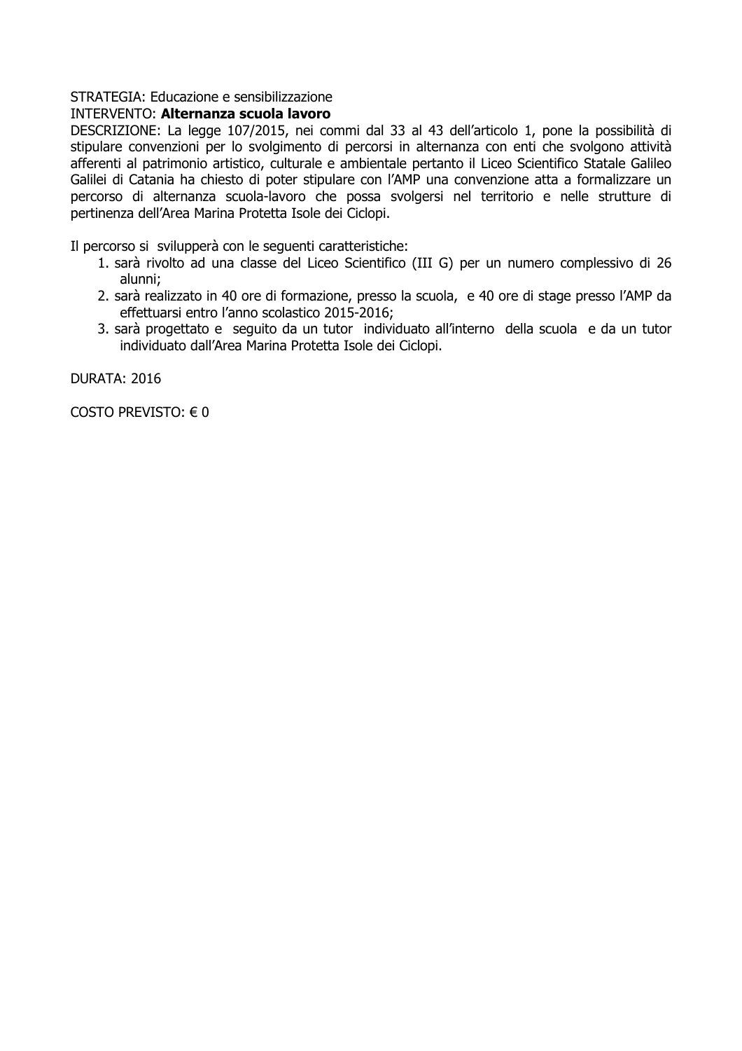STRATEGIA: Educazione e sensibilizzazione

INTERVENTO: **Alternanza scuola lavoro**

DESCRIZIONE: La legge 107/2015, nei commi dal 33 al 43 dell'articolo 1, pone la possibilità di stipulare convenzioni per lo svolgimento di percorsi in alternanza con enti che svolgono attività afferenti al patrimonio artistico, culturale e ambientale pertanto il Liceo Scientifico Statale Galileo Galilei di Catania ha chiesto di poter stipulare con l'AMP una convenzione atta a formalizzare un percorso di alternanza scuola-lavoro che possa svolgersi nel territorio e nelle strutture di pertinenza dell'Area Marina Protetta Isole dei Ciclopi.

Il percorso si svilupperà con le seguenti caratteristiche:

1. sarà rivolto ad una classe del Liceo Scientifico (III G) per un numero complessivo di 26 alunni;
2. sarà realizzato in 40 ore di formazione, presso la scuola, e 40 ore di stage presso l'AMP da effettuarsi entro l'anno scolastico 2015-2016;
3. sarà progettato e seguito da un tutor individuato all'interno della scuola e da un tutor individuato dall'Area Marina Protetta Isole dei Ciclopi.

DURATA: 2016

COSTO PREVISTO: € 0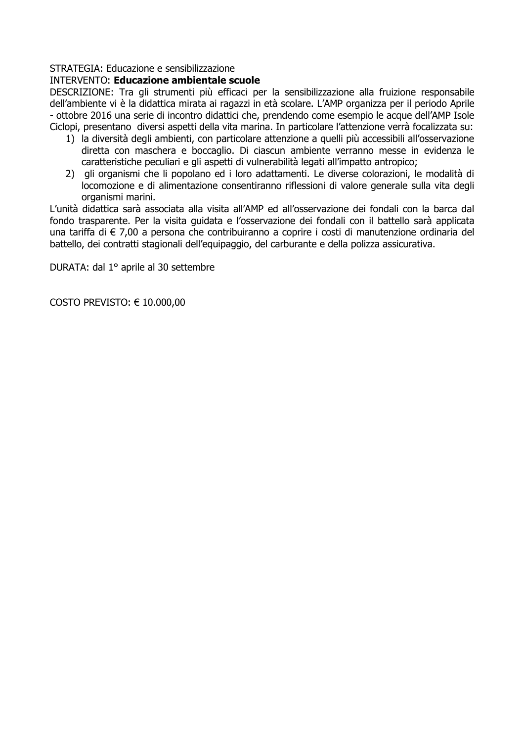STRATEGIA: Educazione e sensibilizzazione
INTERVENTO: **Educazione ambientale scuole**
DESCRIZIONE: Tra gli strumenti più efficaci per la sensibilizzazione alla fruizione responsabile dell'ambiente vi è la didattica mirata ai ragazzi in età scolare. L'AMP organizza per il periodo Aprile - ottobre 2016 una serie di incontro didattici che, prendendo come esempio le acque dell'AMP Isole Ciclopi, presentano diversi aspetti della vita marina. In particolare l'attenzione verrà focalizzata su:

1) la diversità degli ambienti, con particolare attenzione a quelli più accessibili all'osservazione diretta con maschera e boccaglio. Di ciascun ambiente verranno messe in evidenza le caratteristiche peculiari e gli aspetti di vulnerabilità legati all'impatto antropico;
2) gli organismi che li popolano ed i loro adattamenti. Le diverse colorazioni, le modalità di locomozione e di alimentazione consentiranno riflessioni di valore generale sulla vita degli organismi marini.

L'unità didattica sarà associata alla visita all'AMP ed all'osservazione dei fondali con la barca dal fondo trasparente. Per la visita guidata e l'osservazione dei fondali con il battello sarà applicata una tariffa di € 7,00 a persona che contribuiranno a coprire i costi di manutenzione ordinaria del battello, dei contratti stagionali dell'equipaggio, del carburante e della polizza assicurativa.

DURATA: dal 1° aprile al 30 settembre

COSTO PREVISTO: € 10.000,00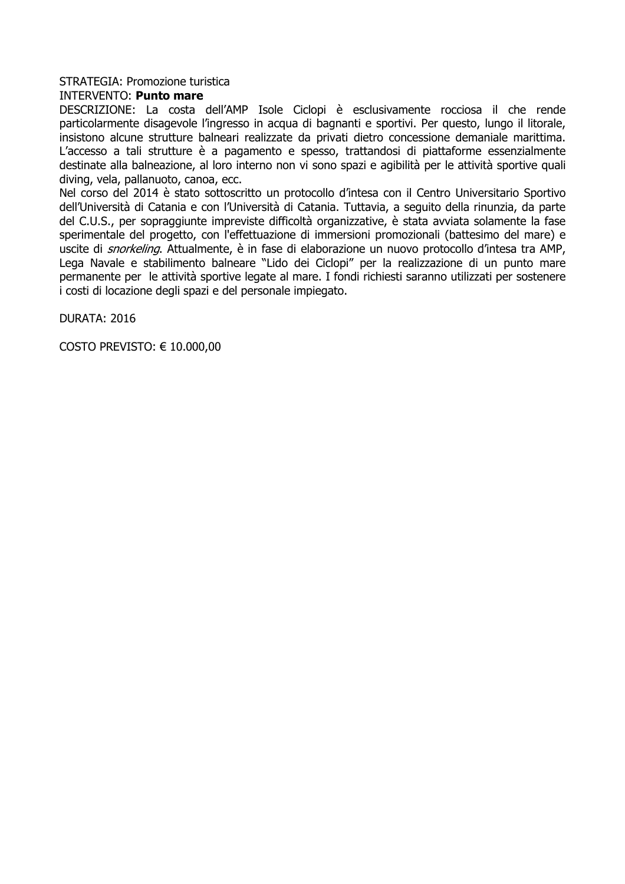STRATEGIA: Promozione turistica
INTERVENTO: **Punto mare**
DESCRIZIONE: La costa dell'AMP Isole Ciclopi è esclusivamente rocciosa il che rende particolarmente disagevole l'ingresso in acqua di bagnanti e sportivi. Per questo, lungo il litorale, insistono alcune strutture balneari realizzate da privati dietro concessione demaniale marittima. L'accesso a tali strutture è a pagamento e spesso, trattandosi di piattaforme essenzialmente destinate alla balneazione, al loro interno non vi sono spazi e agibilità per le attività sportive quali diving, vela, pallanuoto, canoa, ecc.
Nel corso del 2014 è stato sottoscritto un protocollo d'intesa con il Centro Universitario Sportivo dell'Università di Catania e con l'Università di Catania. Tuttavia, a seguito della rinunzia, da parte del C.U.S., per sopraggiunte impreviste difficoltà organizzative, è stata avviata solamente la fase sperimentale del progetto, con l'effettuazione di immersioni promozionali (battesimo del mare) e uscite di *snorkeling*. Attualmente, è in fase di elaborazione un nuovo protocollo d'intesa tra AMP, Lega Navale e stabilimento balneare "Lido dei Ciclopi" per la realizzazione di un punto mare permanente per le attività sportive legate al mare. I fondi richiesti saranno utilizzati per sostenere i costi di locazione degli spazi e del personale impiegato.

DURATA: 2016

COSTO PREVISTO: € 10.000,00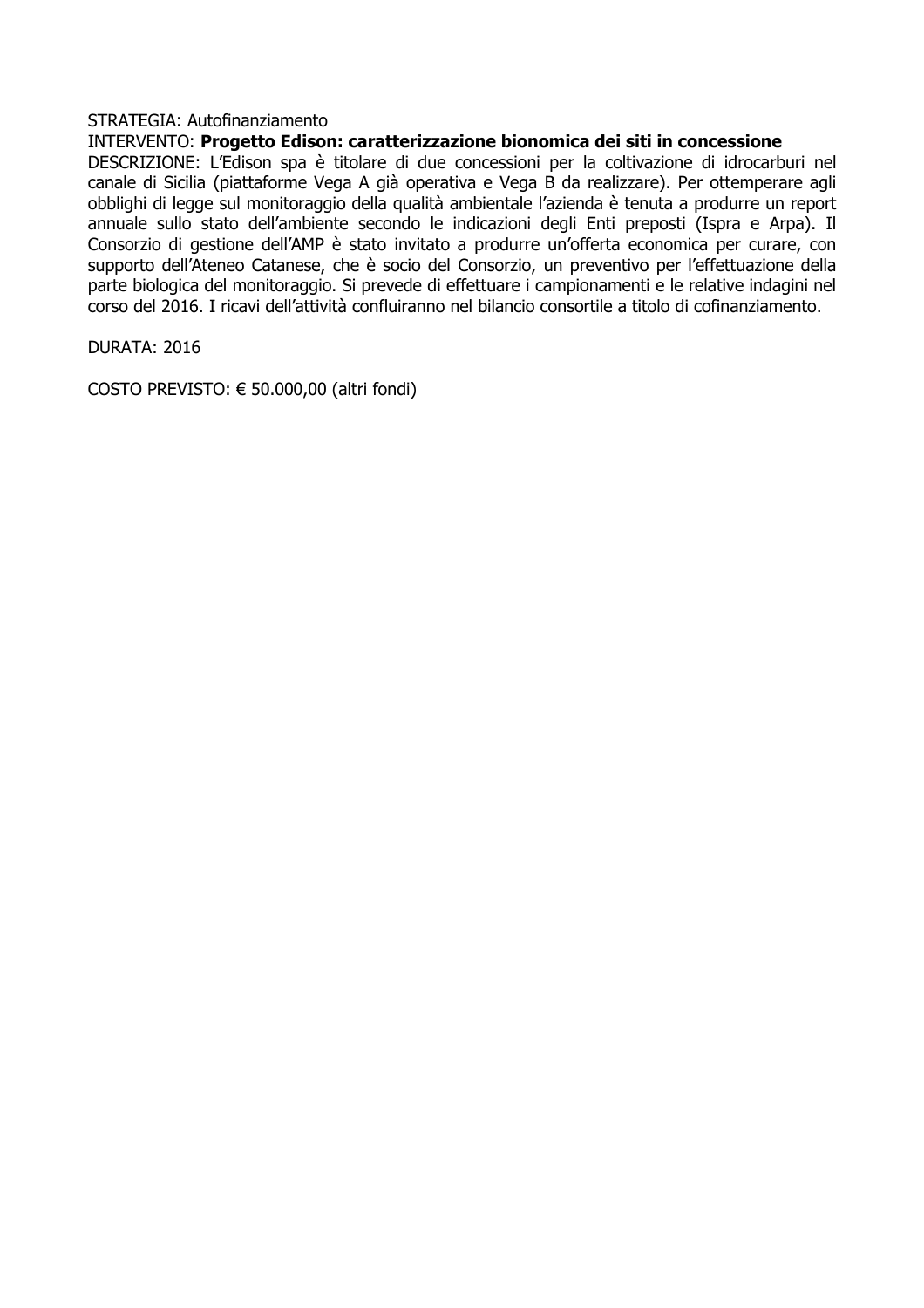STRATEGIA: Autofinanziamento

INTERVENTO: **Progetto Edison: caratterizzazione bionomica dei siti in concessione**

DESCRIZIONE: L'Edison spa è titolare di due concessioni per la coltivazione di idrocarburi nel canale di Sicilia (piattaforme Vega A già operativa e Vega B da realizzare). Per ottemperare agli obblighi di legge sul monitoraggio della qualità ambientale l'azienda è tenuta a produrre un report annuale sullo stato dell'ambiente secondo le indicazioni degli Enti preposti (Ispra e Arpa). Il Consorzio di gestione dell'AMP è stato invitato a produrre un'offerta economica per curare, con supporto dell'Ateneo Catanese, che è socio del Consorzio, un preventivo per l'effettuazione della parte biologica del monitoraggio. Si prevede di effettuare i campionamenti e le relative indagini nel corso del 2016. I ricavi dell'attività confluiranno nel bilancio consortile a titolo di cofinanziamento.

DURATA: 2016

COSTO PREVISTO: € 50.000,00 (altri fondi)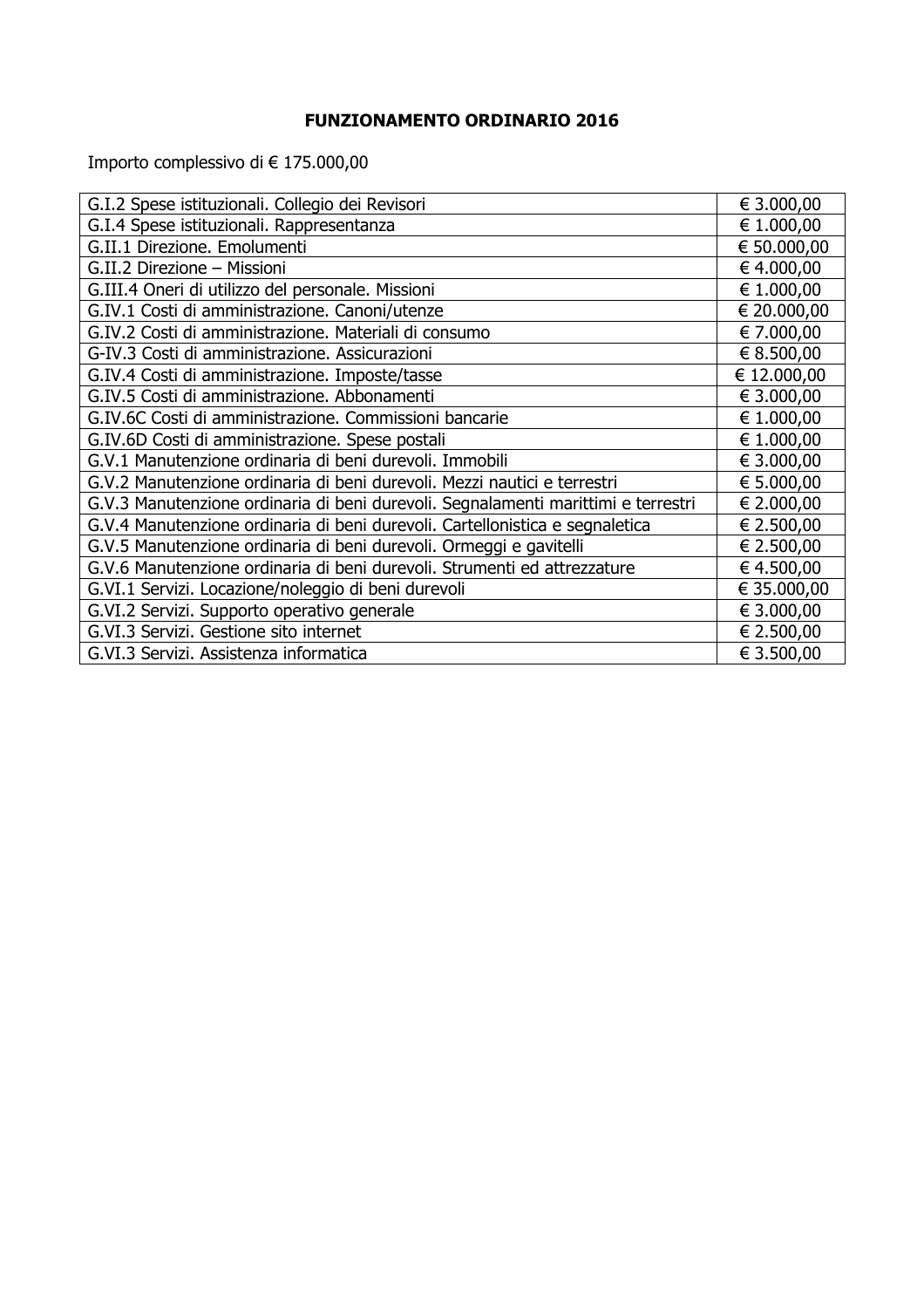**FUNZIONAMENTO ORDINARIO 2016**

Importo complessivo di € 175.000,00

| | |
|---|---|
| G.I.2 Spese istituzionali. Collegio dei Revisori | € 3.000,00 |
| G.I.4 Spese istituzionali. Rappresentanza | € 1.000,00 |
| G.II.1 Direzione. Emolumenti | € 50.000,00 |
| G.II.2 Direzione – Missioni | € 4.000,00 |
| G.III.4 Oneri di utilizzo del personale. Missioni | € 1.000,00 |
| G.IV.1 Costi di amministrazione. Canoni/utenze | € 20.000,00 |
| G.IV.2 Costi di amministrazione. Materiali di consumo | € 7.000,00 |
| G-IV.3 Costi di amministrazione. Assicurazioni | € 8.500,00 |
| G.IV.4 Costi di amministrazione. Imposte/tasse | € 12.000,00 |
| G.IV.5 Costi di amministrazione. Abbonamenti | € 3.000,00 |
| G.IV.6C Costi di amministrazione. Commissioni bancarie | € 1.000,00 |
| G.IV.6D Costi di amministrazione. Spese postali | € 1.000,00 |
| G.V.1 Manutenzione ordinaria di beni durevoli. Immobili | € 3.000,00 |
| G.V.2 Manutenzione ordinaria di beni durevoli. Mezzi nautici e terrestri | € 5.000,00 |
| G.V.3 Manutenzione ordinaria di beni durevoli. Segnalamenti marittimi e terrestri | € 2.000,00 |
| G.V.4 Manutenzione ordinaria di beni durevoli. Cartellonistica e segnaletica | € 2.500,00 |
| G.V.5 Manutenzione ordinaria di beni durevoli. Ormeggi e gavitelli | € 2.500,00 |
| G.V.6 Manutenzione ordinaria di beni durevoli. Strumenti ed attrezzature | € 4.500,00 |
| G.VI.1 Servizi. Locazione/noleggio di beni durevoli | € 35.000,00 |
| G.VI.2 Servizi. Supporto operativo generale | € 3.000,00 |
| G.VI.3 Servizi. Gestione sito internet | € 2.500,00 |
| G.VI.3 Servizi. Assistenza informatica | € 3.500,00 |